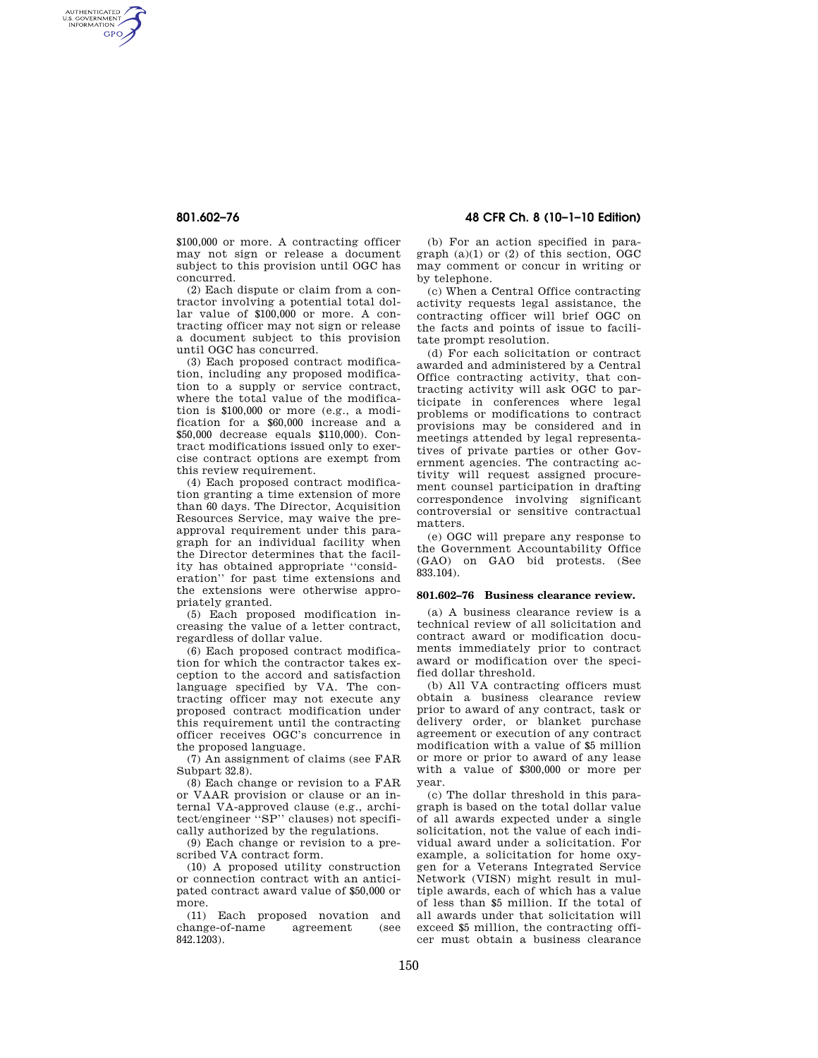$100,000 or more. A contracting officer may not sign or release a document subject to this provision until OGC has concurred.

(2) Each dispute or claim from a contractor involving a potential total dollar value of $100,000 or more. A contracting officer may not sign or release a document subject to this provision until OGC has concurred.

(3) Each proposed contract modification, including any proposed modification to a supply or service contract, where the total value of the modification is $100,000 or more (e.g., a modification for a $60,000 increase and a $50,000 decrease equals $110,000). Contract modifications issued only to exercise contract options are exempt from this review requirement.

(4) Each proposed contract modification granting a time extension of more than 60 days. The Director, Acquisition Resources Service, may waive the preapproval requirement under this paragraph for an individual facility when the Director determines that the facility has obtained appropriate "consideration" for past time extensions and the extensions were otherwise appropriately granted.

(5) Each proposed modification increasing the value of a letter contract, regardless of dollar value.

(6) Each proposed contract modification for which the contractor takes exception to the accord and satisfaction language specified by VA. The contracting officer may not execute any proposed contract modification under this requirement until the contracting officer receives OGC's concurrence in the proposed language.

(7) An assignment of claims (see FAR Subpart 32.8).

(8) Each change or revision to a FAR or VAAR provision or clause or an internal VA-approved clause (e.g., architect/engineer "SP" clauses) not specifically authorized by the regulations.

(9) Each change or revision to a prescribed VA contract form.

(10) A proposed utility construction or connection contract with an anticipated contract award value of $50,000 or more.

(11) Each proposed novation and change-of-name agreement (see 842.1203).

(b) For an action specified in paragraph (a)(1) or (2) of this section, OGC may comment or concur in writing or by telephone.

(c) When a Central Office contracting activity requests legal assistance, the contracting officer will brief OGC on the facts and points of issue to facilitate prompt resolution.

(d) For each solicitation or contract awarded and administered by a Central Office contracting activity, that contracting activity will ask OGC to participate in conferences where legal problems or modifications to contract provisions may be considered and in meetings attended by legal representatives of private parties or other Government agencies. The contracting activity will request assigned procurement counsel participation in drafting correspondence involving significant controversial or sensitive contractual matters.

(e) OGC will prepare any response to the Government Accountability Office (GAO) on GAO bid protests. (See 833.104).

### 801.602–76 Business clearance review.

(a) A business clearance review is a technical review of all solicitation and contract award or modification documents immediately prior to contract award or modification over the specified dollar threshold.

(b) All VA contracting officers must obtain a business clearance review prior to award of any contract, task or delivery order, or blanket purchase agreement or execution of any contract modification with a value of $5 million or more or prior to award of any lease with a value of $300,000 or more per year.

(c) The dollar threshold in this paragraph is based on the total dollar value of all awards expected under a single solicitation, not the value of each individual award under a solicitation. For example, a solicitation for home oxygen for a Veterans Integrated Service Network (VISN) might result in multiple awards, each of which has a value of less than $5 million. If the total of all awards under that solicitation will exceed $5 million, the contracting officer must obtain a business clearance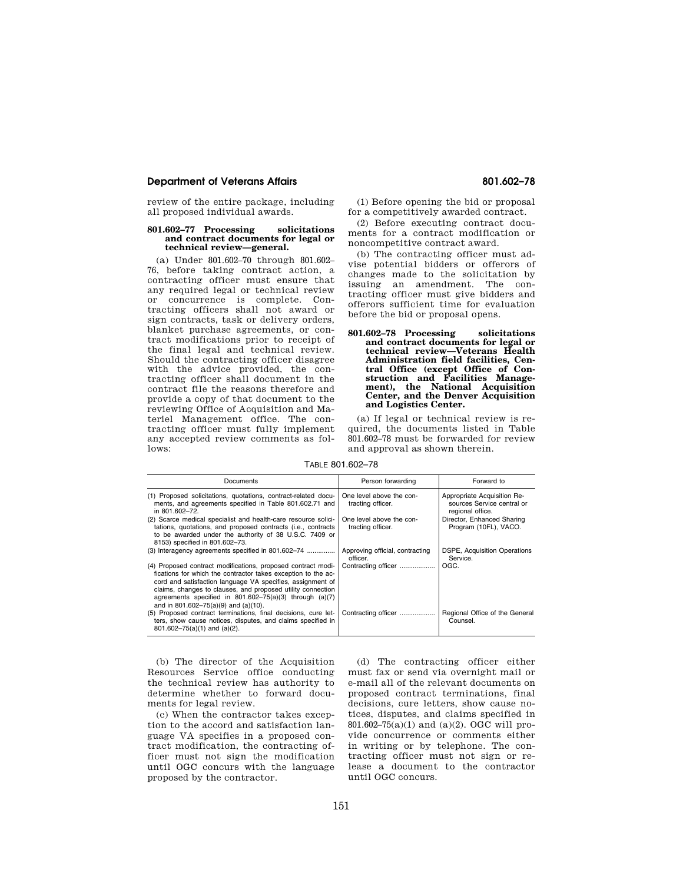review of the entire package, including all proposed individual awards.

**801.602–77 Processing solicitations and contract documents for legal or technical review—general.**

(a) Under 801.602–70 through 801.602–76, before taking contract action, a contracting officer must ensure that any required legal or technical review or concurrence is complete. Contracting officers shall not award or sign contracts, task or delivery orders, blanket purchase agreements, or contract modifications prior to receipt of the final legal and technical review. Should the contracting officer disagree with the advice provided, the contracting officer shall document in the contract file the reasons therefore and provide a copy of that document to the reviewing Office of Acquisition and Materiel Management office. The contracting officer must fully implement any accepted review comments as follows:

(1) Before opening the bid or proposal for a competitively awarded contract.

(2) Before executing contract documents for a contract modification or noncompetitive contract award.

(b) The contracting officer must advise potential bidders or offerors of changes made to the solicitation by issuing an amendment. The contracting officer must give bidders and offerors sufficient time for evaluation before the bid or proposal opens.

**801.602–78 Processing solicitations and contract documents for legal or technical review—Veterans Health Administration field facilities, Central Office (except Office of Construction and Facilities Management), the National Acquisition Center, and the Denver Acquisition and Logistics Center.**

(a) If legal or technical review is required, the documents listed in Table 801.602–78 must be forwarded for review and approval as shown therein.

TABLE 801.602–78

| Documents | Person forwarding | Forward to |
|---|---|---|
| (1) Proposed solicitations, quotations, contract-related documents, and agreements specified in Table 801.602.71 and in 801.602–72. | One level above the contracting officer. | Appropriate Acquisition Resources Service central or regional office. |
| (2) Scarce medical specialist and health-care resource solicitations, quotations, and proposed contracts (i.e., contracts to be awarded under the authority of 38 U.S.C. 7409 or 8153) specified in 801.602–73. | One level above the contracting officer. | Director, Enhanced Sharing Program (10FL), VACO. |
| (3) Interagency agreements specified in 801.602–74 | Approving official, contracting officer. | DSPE, Acquisition Operations Service. |
| (4) Proposed contract modifications, proposed contract modifications for which the contractor takes exception to the accord and satisfaction language VA specifies, assignment of claims, changes to clauses, and proposed utility connection agreements specified in 801.602–75(a)(3) through (a)(7) and in 801.602–75(a)(9) and (a)(10). | Contracting officer | OGC. |
| (5) Proposed contract terminations, final decisions, cure letters, show cause notices, disputes, and claims specified in 801.602–75(a)(1) and (a)(2). | Contracting officer | Regional Office of the General Counsel. |

(b) The director of the Acquisition Resources Service office conducting the technical review has authority to determine whether to forward documents for legal review.

(c) When the contractor takes exception to the accord and satisfaction language VA specifies in a proposed contract modification, the contracting officer must not sign the modification until OGC concurs with the language proposed by the contractor.

(d) The contracting officer either must fax or send via overnight mail or e-mail all of the relevant documents on proposed contract terminations, final decisions, cure letters, show cause notices, disputes, and claims specified in 801.602–75(a)(1) and (a)(2). OGC will provide concurrence or comments either in writing or by telephone. The contracting officer must not sign or release a document to the contractor until OGC concurs.